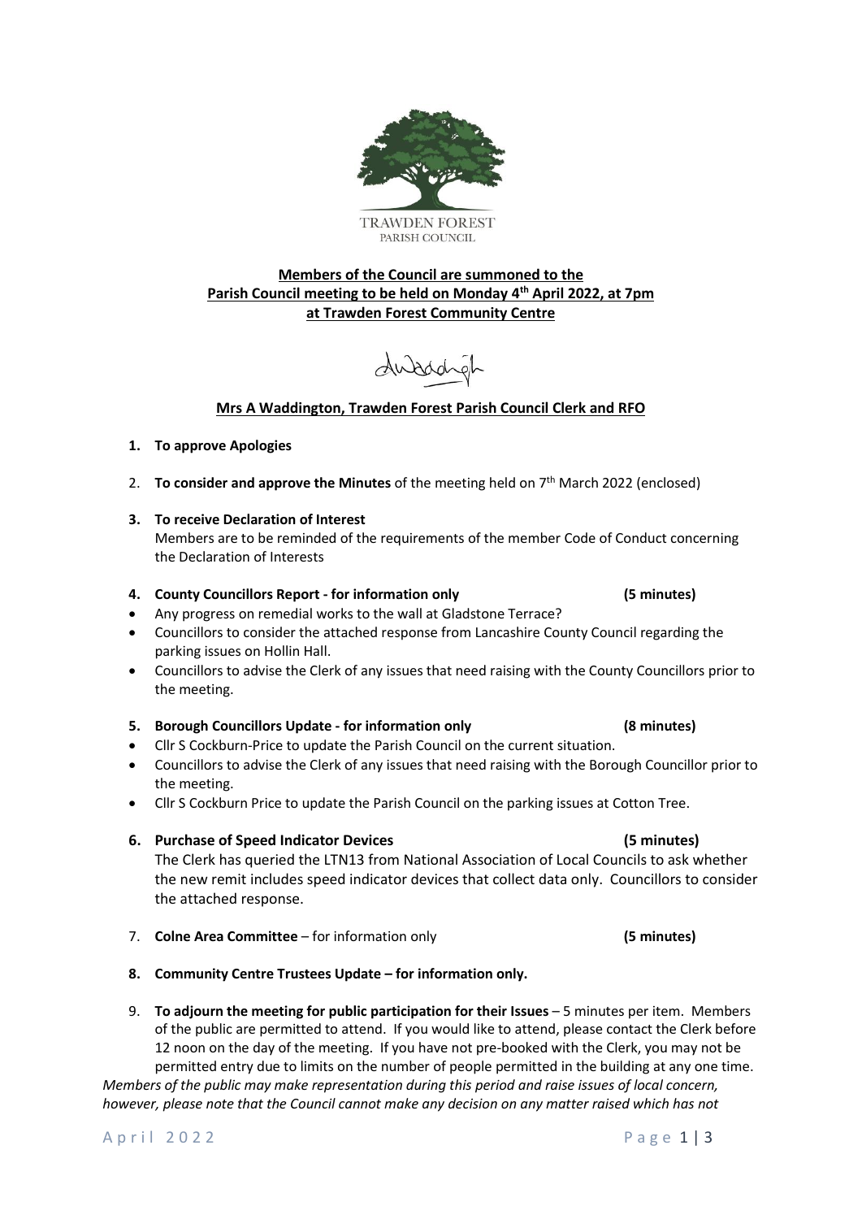TRAWDEN FOREST
PARISH COUNCIL

**Members of the Council are summoned to the**
**Parish Council meeting to be held on Monday 4th April 2022, at 7pm**
**at Trawden Forest Community Centre**

**Mrs A Waddington, Trawden Forest Parish Council Clerk and RFO**

1. **To approve Apologies**

2. **To consider and approve the Minutes** of the meeting held on 7th March 2022 (enclosed)

3. **To receive Declaration of Interest**
   Members are to be reminded of the requirements of the member Code of Conduct concerning the Declaration of Interests

4. **County Councillors Report - for information only (5 minutes)**
   - Any progress on remedial works to the wall at Gladstone Terrace?
   - Councillors to consider the attached response from Lancashire County Council regarding the parking issues on Hollin Hall.
   - Councillors to advise the Clerk of any issues that need raising with the County Councillors prior to the meeting.

5. **Borough Councillors Update - for information only (8 minutes)**
   - Cllr S Cockburn-Price to update the Parish Council on the current situation.
   - Councillors to advise the Clerk of any issues that need raising with the Borough Councillor prior to the meeting.
   - Cllr S Cockburn Price to update the Parish Council on the parking issues at Cotton Tree.

6. **Purchase of Speed Indicator Devices (5 minutes)**
   The Clerk has queried the LTN13 from National Association of Local Councils to ask whether the new remit includes speed indicator devices that collect data only. Councillors to consider the attached response.

7. **Colne Area Committee** – for information only **(5 minutes)**

8. **Community Centre Trustees Update – for information only.**

9. **To adjourn the meeting for public participation for their Issues** – 5 minutes per item. Members of the public are permitted to attend. If you would like to attend, please contact the Clerk before 12 noon on the day of the meeting. If you have not pre-booked with the Clerk, you may not be permitted entry due to limits on the number of people permitted in the building at any one time.

*Members of the public may make representation during this period and raise issues of local concern, however, please note that the Council cannot make any decision on any matter raised which has not*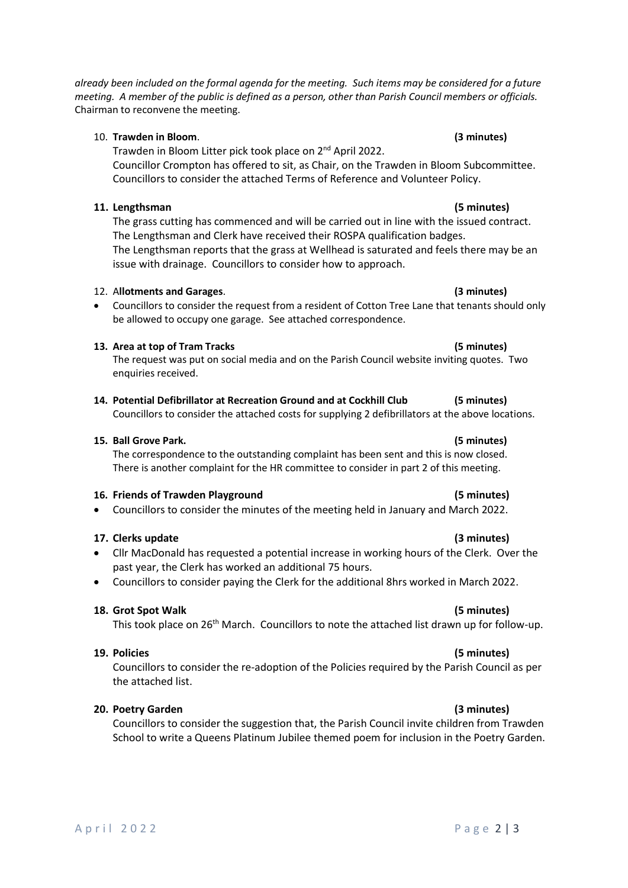*already been included on the formal agenda for the meeting. Such items may be considered for a future meeting. A member of the public is defined as a person, other than Parish Council members or officials.* Chairman to reconvene the meeting.

10. **Trawden in Bloom**. **(3 minutes)**
    Trawden in Bloom Litter pick took place on 2nd April 2022.
    Councillor Crompton has offered to sit, as Chair, on the Trawden in Bloom Subcommittee. Councillors to consider the attached Terms of Reference and Volunteer Policy.

11. **Lengthsman** **(5 minutes)**
    The grass cutting has commenced and will be carried out in line with the issued contract. The Lengthsman and Clerk have received their ROSPA qualification badges.
    The Lengthsman reports that the grass at Wellhead is saturated and feels there may be an issue with drainage. Councillors to consider how to approach.

12. A**llotments and Garages**. **(3 minutes)**
    - Councillors to consider the request from a resident of Cotton Tree Lane that tenants should only be allowed to occupy one garage. See attached correspondence.

13. **Area at top of Tram Tracks** **(5 minutes)**
    The request was put on social media and on the Parish Council website inviting quotes. Two enquiries received.

14. **Potential Defibrillator at Recreation Ground and at Cockhill Club** **(5 minutes)**
    Councillors to consider the attached costs for supplying 2 defibrillators at the above locations.

15. **Ball Grove Park.** **(5 minutes)**
    The correspondence to the outstanding complaint has been sent and this is now closed. There is another complaint for the HR committee to consider in part 2 of this meeting.

16. **Friends of Trawden Playground** **(5 minutes)**
    - Councillors to consider the minutes of the meeting held in January and March 2022.

17. **Clerks update** **(3 minutes)**
    - Cllr MacDonald has requested a potential increase in working hours of the Clerk. Over the past year, the Clerk has worked an additional 75 hours.
    - Councillors to consider paying the Clerk for the additional 8hrs worked in March 2022.

18. **Grot Spot Walk** **(5 minutes)**
    This took place on 26th March. Councillors to note the attached list drawn up for follow-up.

19. **Policies** **(5 minutes)**
    Councillors to consider the re-adoption of the Policies required by the Parish Council as per the attached list.

20. **Poetry Garden** **(3 minutes)**
    Councillors to consider the suggestion that, the Parish Council invite children from Trawden School to write a Queens Platinum Jubilee themed poem for inclusion in the Poetry Garden.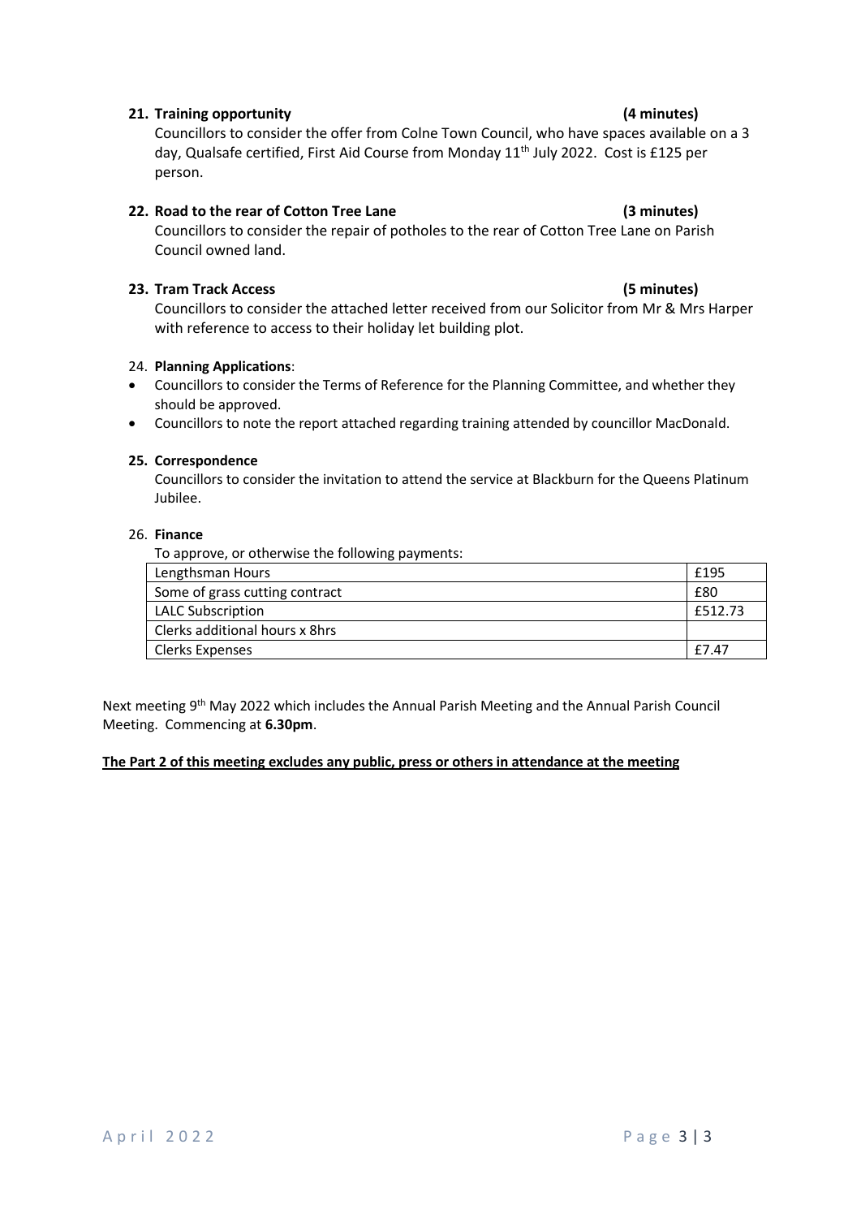**21. Training opportunity (4 minutes)**

Councillors to consider the offer from Colne Town Council, who have spaces available on a 3 day, Qualsafe certified, First Aid Course from Monday 11th July 2022. Cost is £125 per person.

**22. Road to the rear of Cotton Tree Lane (3 minutes)**

Councillors to consider the repair of potholes to the rear of Cotton Tree Lane on Parish Council owned land.

**23. Tram Track Access (5 minutes)**

Councillors to consider the attached letter received from our Solicitor from Mr & Mrs Harper with reference to access to their holiday let building plot.

24. **Planning Applications**:

- Councillors to consider the Terms of Reference for the Planning Committee, and whether they should be approved.
- Councillors to note the report attached regarding training attended by councillor MacDonald.

**25. Correspondence**

Councillors to consider the invitation to attend the service at Blackburn for the Queens Platinum Jubilee.

26. **Finance**

To approve, or otherwise the following payments:

| | |
|---|---|
| Lengthsman Hours | £195 |
| Some of grass cutting contract | £80 |
| LALC Subscription | £512.73 |
| Clerks additional hours x 8hrs | |
| Clerks Expenses | £7.47 |

Next meeting 9th May 2022 which includes the Annual Parish Meeting and the Annual Parish Council Meeting. Commencing at **6.30pm**.

**The Part 2 of this meeting excludes any public, press or others in attendance at the meeting**